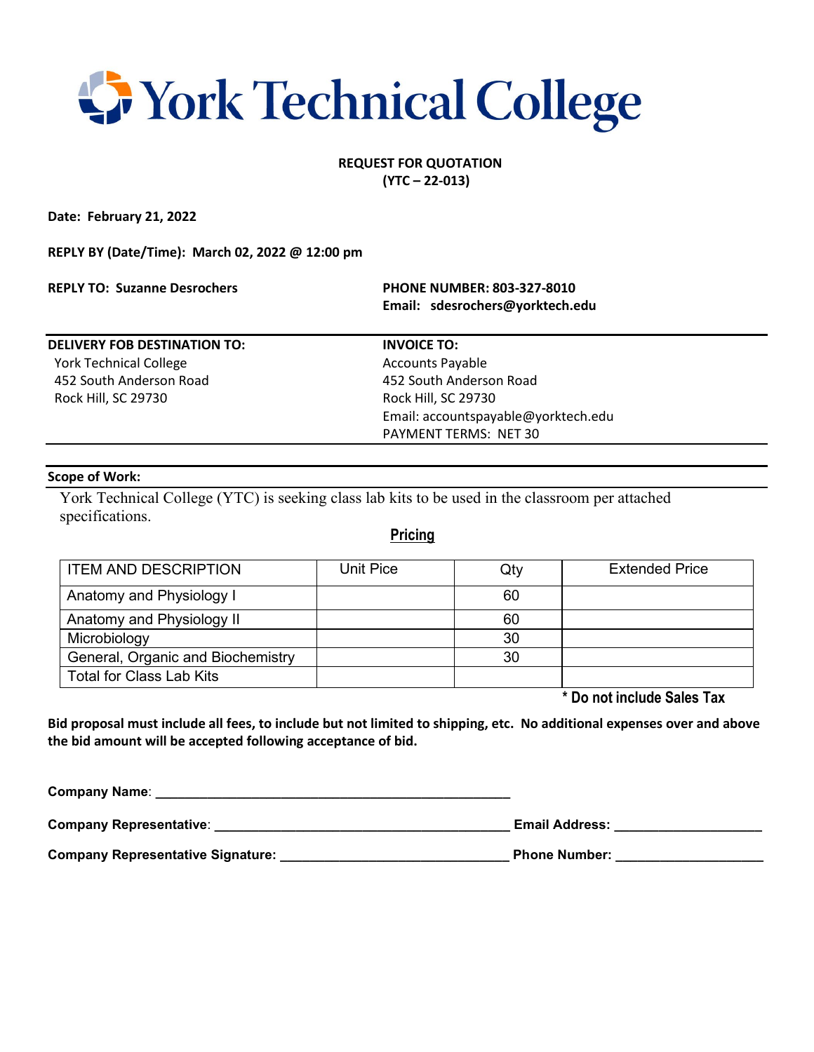# York Technical College

**REQUEST FOR QUOTATION**
**(YTC – 22-013)**

**Date: February 21, 2022**

**REPLY BY (Date/Time): March 02, 2022 @ 12:00 pm**

**REPLY TO: Suzanne Desrochers**

**PHONE NUMBER: 803-327-8010**
**Email: sdesrochers@yorktech.edu**

| **DELIVERY FOB DESTINATION TO:** | **INVOICE TO:** |
|---|---|
| York Technical College<br>452 South Anderson Road<br>Rock Hill, SC 29730 | Accounts Payable<br>452 South Anderson Road<br>Rock Hill, SC 29730<br>Email: accountspayable@yorktech.edu<br>PAYMENT TERMS: NET 30 |

**Scope of Work:**

York Technical College (YTC) is seeking class lab kits to be used in the classroom per attached specifications.

**Pricing**

| ITEM AND DESCRIPTION | Unit Pice | Qty | Extended Price |
|---|---|---|---|
| Anatomy and Physiology I | | 60 | |
| Anatomy and Physiology II | | 60 | |
| Microbiology | | 30 | |
| General, Organic and Biochemistry | | 30 | |
| Total for Class Lab Kits | | | |

**\* Do not include Sales Tax**

**Bid proposal must include all fees, to include but not limited to shipping, etc. No additional expenses over and above the bid amount will be accepted following acceptance of bid.**

**Company Name**: ______________________________________________

**Company Representative**: ______________________________________ **Email Address:** ____________________

**Company Representative Signature:** ______________________________ **Phone Number:** ____________________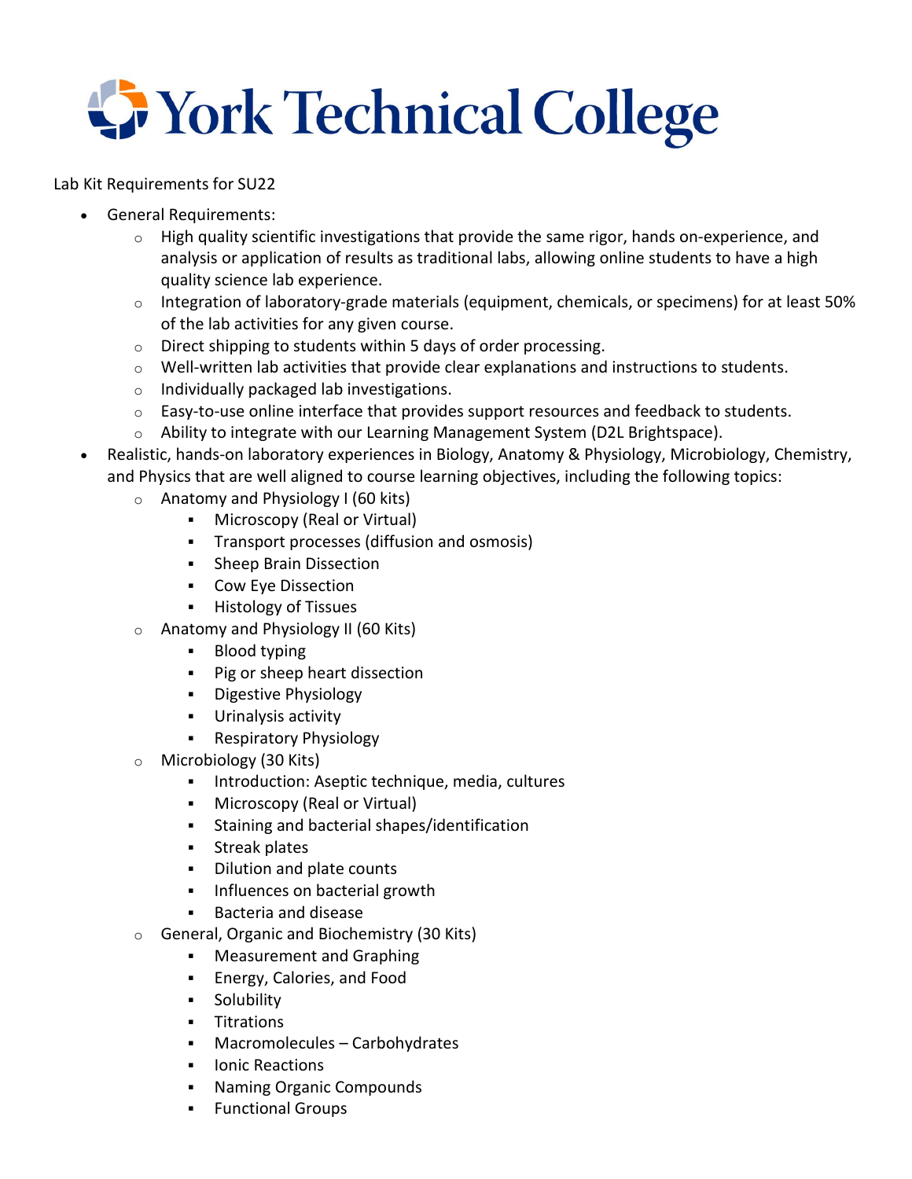# York Technical College

Lab Kit Requirements for SU22

- General Requirements:
  - High quality scientific investigations that provide the same rigor, hands on-experience, and analysis or application of results as traditional labs, allowing online students to have a high quality science lab experience.
  - Integration of laboratory-grade materials (equipment, chemicals, or specimens) for at least 50% of the lab activities for any given course.
  - Direct shipping to students within 5 days of order processing.
  - Well-written lab activities that provide clear explanations and instructions to students.
  - Individually packaged lab investigations.
  - Easy-to-use online interface that provides support resources and feedback to students.
  - Ability to integrate with our Learning Management System (D2L Brightspace).
- Realistic, hands-on laboratory experiences in Biology, Anatomy & Physiology, Microbiology, Chemistry, and Physics that are well aligned to course learning objectives, including the following topics:
  - Anatomy and Physiology I (60 kits)
    - Microscopy (Real or Virtual)
    - Transport processes (diffusion and osmosis)
    - Sheep Brain Dissection
    - Cow Eye Dissection
    - Histology of Tissues
  - Anatomy and Physiology II (60 Kits)
    - Blood typing
    - Pig or sheep heart dissection
    - Digestive Physiology
    - Urinalysis activity
    - Respiratory Physiology
  - Microbiology (30 Kits)
    - Introduction: Aseptic technique, media, cultures
    - Microscopy (Real or Virtual)
    - Staining and bacterial shapes/identification
    - Streak plates
    - Dilution and plate counts
    - Influences on bacterial growth
    - Bacteria and disease
  - General, Organic and Biochemistry (30 Kits)
    - Measurement and Graphing
    - Energy, Calories, and Food
    - Solubility
    - Titrations
    - Macromolecules – Carbohydrates
    - Ionic Reactions
    - Naming Organic Compounds
    - Functional Groups